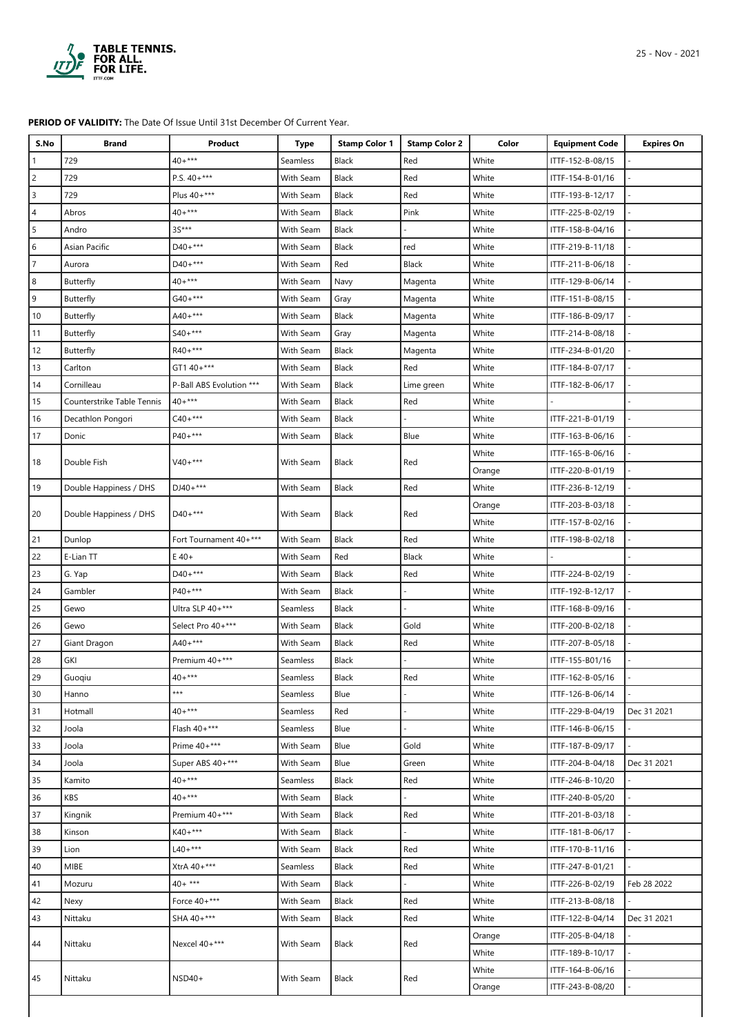**PERIOD OF VALIDITY:** The Date Of Issue Until 31st December Of Current Year.

| S.No | Brand | Product | Type | Stamp Color 1 | Stamp Color 2 | Color | Equipment Code | Expires On |
|---|---|---|---|---|---|---|---|---|
| 1 | 729 | 40+*** | Seamless | Black | Red | White | ITTF-152-B-08/15 | - |
| 2 | 729 | P.S. 40+*** | With Seam | Black | Red | White | ITTF-154-B-01/16 | - |
| 3 | 729 | Plus 40+*** | With Seam | Black | Red | White | ITTF-193-B-12/17 | - |
| 4 | Abros | 40+*** | With Seam | Black | Pink | White | ITTF-225-B-02/19 | - |
| 5 | Andro | 3S*** | With Seam | Black | - | White | ITTF-158-B-04/16 | - |
| 6 | Asian Pacific | D40+*** | With Seam | Black | red | White | ITTF-219-B-11/18 | - |
| 7 | Aurora | D40+*** | With Seam | Red | Black | White | ITTF-211-B-06/18 | - |
| 8 | Butterfly | 40+*** | With Seam | Navy | Magenta | White | ITTF-129-B-06/14 | - |
| 9 | Butterfly | G40+*** | With Seam | Gray | Magenta | White | ITTF-151-B-08/15 | - |
| 10 | Butterfly | A40+*** | With Seam | Black | Magenta | White | ITTF-186-B-09/17 | - |
| 11 | Butterfly | S40+*** | With Seam | Gray | Magenta | White | ITTF-214-B-08/18 | - |
| 12 | Butterfly | R40+*** | With Seam | Black | Magenta | White | ITTF-234-B-01/20 | - |
| 13 | Carlton | GT1 40+*** | With Seam | Black | Red | White | ITTF-184-B-07/17 | - |
| 14 | Cornilleau | P-Ball ABS Evolution *** | With Seam | Black | Lime green | White | ITTF-182-B-06/17 | - |
| 15 | Counterstrike Table Tennis | 40+*** | With Seam | Black | Red | White | - | - |
| 16 | Decathlon Pongori | C40+*** | With Seam | Black | - | White | ITTF-221-B-01/19 | - |
| 17 | Donic | P40+*** | With Seam | Black | Blue | White | ITTF-163-B-06/16 | - |
| 18 | Double Fish | V40+*** | With Seam | Black | Red | White | ITTF-165-B-06/16 | - |
| | | | | | | Orange | ITTF-220-B-01/19 | - |
| 19 | Double Happiness / DHS | DJ40+*** | With Seam | Black | Red | White | ITTF-236-B-12/19 | - |
| 20 | Double Happiness / DHS | D40+*** | With Seam | Black | Red | Orange | ITTF-203-B-03/18 | - |
| | | | | | | White | ITTF-157-B-02/16 | - |
| 21 | Dunlop | Fort Tournament 40+*** | With Seam | Black | Red | White | ITTF-198-B-02/18 | - |
| 22 | E-Lian TT | E 40+ | With Seam | Red | Black | White | - | - |
| 23 | G. Yap | D40+*** | With Seam | Black | Red | White | ITTF-224-B-02/19 | - |
| 24 | Gambler | P40+*** | With Seam | Black | - | White | ITTF-192-B-12/17 | - |
| 25 | Gewo | Ultra SLP 40+*** | Seamless | Black | - | White | ITTF-168-B-09/16 | - |
| 26 | Gewo | Select Pro 40+*** | With Seam | Black | Gold | White | ITTF-200-B-02/18 | - |
| 27 | Giant Dragon | A40+*** | With Seam | Black | Red | White | ITTF-207-B-05/18 | - |
| 28 | GKI | Premium 40+*** | Seamless | Black | - | White | ITTF-155-B01/16 | - |
| 29 | Guoqiu | 40+*** | Seamless | Black | Red | White | ITTF-162-B-05/16 | - |
| 30 | Hanno | *** | Seamless | Blue | - | White | ITTF-126-B-06/14 | - |
| 31 | Hotmall | 40+*** | Seamless | Red | - | White | ITTF-229-B-04/19 | Dec 31 2021 |
| 32 | Joola | Flash 40+*** | Seamless | Blue | - | White | ITTF-146-B-06/15 | - |
| 33 | Joola | Prime 40+*** | With Seam | Blue | Gold | White | ITTF-187-B-09/17 | - |
| 34 | Joola | Super ABS 40+*** | With Seam | Blue | Green | White | ITTF-204-B-04/18 | Dec 31 2021 |
| 35 | Kamito | 40+*** | Seamless | Black | Red | White | ITTF-246-B-10/20 | - |
| 36 | KBS | 40+*** | With Seam | Black | - | White | ITTF-240-B-05/20 | - |
| 37 | Kingnik | Premium 40+*** | With Seam | Black | Red | White | ITTF-201-B-03/18 | - |
| 38 | Kinson | K40+*** | With Seam | Black | - | White | ITTF-181-B-06/17 | - |
| 39 | Lion | L40+*** | With Seam | Black | Red | White | ITTF-170-B-11/16 | - |
| 40 | MIBE | XtrA 40+*** | Seamless | Black | Red | White | ITTF-247-B-01/21 | - |
| 41 | Mozuru | 40+ *** | With Seam | Black | - | White | ITTF-226-B-02/19 | Feb 28 2022 |
| 42 | Nexy | Force 40+*** | With Seam | Black | Red | White | ITTF-213-B-08/18 | - |
| 43 | Nittaku | SHA 40+*** | With Seam | Black | Red | White | ITTF-122-B-04/14 | Dec 31 2021 |
| 44 | Nittaku | Nexcel 40+*** | With Seam | Black | Red | Orange | ITTF-205-B-04/18 | - |
| | | | | | | White | ITTF-189-B-10/17 | - |
| 45 | Nittaku | NSD40+ | With Seam | Black | Red | White | ITTF-164-B-06/16 | - |
| | | | | | | Orange | ITTF-243-B-08/20 | - |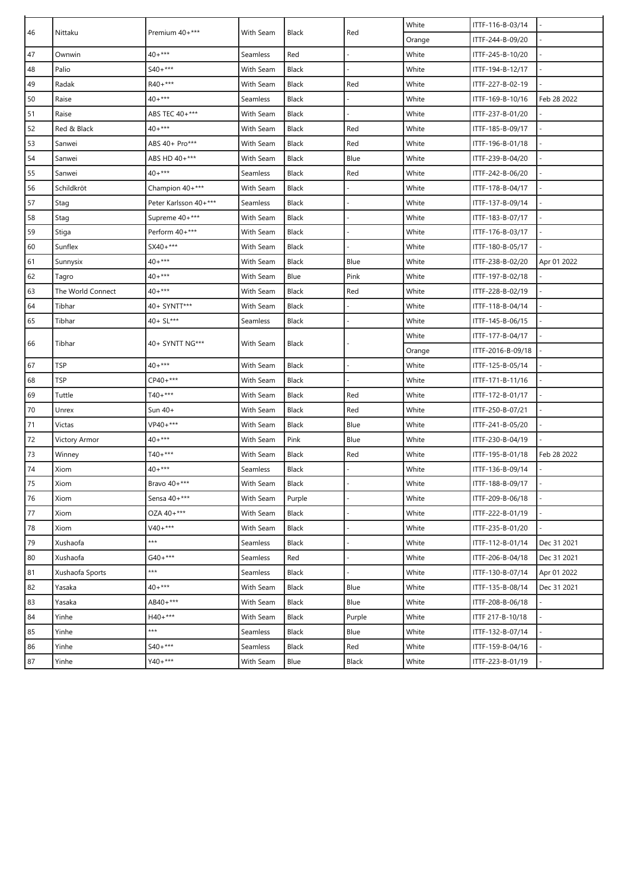| | | | | | | | | |
|---|---|---|---|---|---|---|---|---|
| 46 | Nittaku | Premium 40+*** | With Seam | Black | Red | White | ITTF-116-B-03/14 | - |
| | | | | | | Orange | ITTF-244-B-09/20 | - |
| 47 | Ownwin | 40+*** | Seamless | Red | - | White | ITTF-245-B-10/20 | - |
| 48 | Palio | S40+*** | With Seam | Black | - | White | ITTF-194-B-12/17 | - |
| 49 | Radak | R40+*** | With Seam | Black | Red | White | ITTF-227-B-02-19 | - |
| 50 | Raise | 40+*** | Seamless | Black | - | White | ITTF-169-B-10/16 | Feb 28 2022 |
| 51 | Raise | ABS TEC 40+*** | With Seam | Black | - | White | ITTF-237-B-01/20 | - |
| 52 | Red & Black | 40+*** | With Seam | Black | Red | White | ITTF-185-B-09/17 | - |
| 53 | Sanwei | ABS 40+ Pro*** | With Seam | Black | Red | White | ITTF-196-B-01/18 | - |
| 54 | Sanwei | ABS HD 40+*** | With Seam | Black | Blue | White | ITTF-239-B-04/20 | - |
| 55 | Sanwei | 40+*** | Seamless | Black | Red | White | ITTF-242-B-06/20 | - |
| 56 | Schildkröt | Champion 40+*** | With Seam | Black | - | White | ITTF-178-B-04/17 | - |
| 57 | Stag | Peter Karlsson 40+*** | Seamless | Black | - | White | ITTF-137-B-09/14 | - |
| 58 | Stag | Supreme 40+*** | With Seam | Black | - | White | ITTF-183-B-07/17 | - |
| 59 | Stiga | Perform 40+*** | With Seam | Black | - | White | ITTF-176-B-03/17 | - |
| 60 | Sunflex | SX40+*** | With Seam | Black | - | White | ITTF-180-B-05/17 | - |
| 61 | Sunnysix | 40+*** | With Seam | Black | Blue | White | ITTF-238-B-02/20 | Apr 01 2022 |
| 62 | Tagro | 40+*** | With Seam | Blue | Pink | White | ITTF-197-B-02/18 | - |
| 63 | The World Connect | 40+*** | With Seam | Black | Red | White | ITTF-228-B-02/19 | - |
| 64 | Tibhar | 40+ SYNTT*** | With Seam | Black | - | White | ITTF-118-B-04/14 | - |
| 65 | Tibhar | 40+ SL*** | Seamless | Black | - | White | ITTF-145-B-06/15 | - |
| 66 | Tibhar | 40+ SYNTT NG*** | With Seam | Black | - | White | ITTF-177-B-04/17 | - |
| | | | | | | Orange | ITTF-2016-B-09/18 | - |
| 67 | TSP | 40+*** | With Seam | Black | - | White | ITTF-125-B-05/14 | - |
| 68 | TSP | CP40+*** | With Seam | Black | - | White | ITTF-171-B-11/16 | - |
| 69 | Tuttle | T40+*** | With Seam | Black | Red | White | ITTF-172-B-01/17 | - |
| 70 | Unrex | Sun 40+ | With Seam | Black | Red | White | ITTF-250-B-07/21 | - |
| 71 | Victas | VP40+*** | With Seam | Black | Blue | White | ITTF-241-B-05/20 | - |
| 72 | Victory Armor | 40+*** | With Seam | Pink | Blue | White | ITTF-230-B-04/19 | - |
| 73 | Winney | T40+*** | With Seam | Black | Red | White | ITTF-195-B-01/18 | Feb 28 2022 |
| 74 | Xiom | 40+*** | Seamless | Black | - | White | ITTF-136-B-09/14 | - |
| 75 | Xiom | Bravo 40+*** | With Seam | Black | - | White | ITTF-188-B-09/17 | - |
| 76 | Xiom | Sensa 40+*** | With Seam | Purple | - | White | ITTF-209-B-06/18 | - |
| 77 | Xiom | OZA 40+*** | With Seam | Black | - | White | ITTF-222-B-01/19 | - |
| 78 | Xiom | V40+*** | With Seam | Black | - | White | ITTF-235-B-01/20 | - |
| 79 | Xushaofa | *** | Seamless | Black | - | White | ITTF-112-B-01/14 | Dec 31 2021 |
| 80 | Xushaofa | G40+*** | Seamless | Red | - | White | ITTF-206-B-04/18 | Dec 31 2021 |
| 81 | Xushaofa Sports | *** | Seamless | Black | - | White | ITTF-130-B-07/14 | Apr 01 2022 |
| 82 | Yasaka | 40+*** | With Seam | Black | Blue | White | ITTF-135-B-08/14 | Dec 31 2021 |
| 83 | Yasaka | AB40+*** | With Seam | Black | Blue | White | ITTF-208-B-06/18 | - |
| 84 | Yinhe | H40+*** | With Seam | Black | Purple | White | ITTF 217-B-10/18 | - |
| 85 | Yinhe | *** | Seamless | Black | Blue | White | ITTF-132-B-07/14 | - |
| 86 | Yinhe | S40+*** | Seamless | Black | Red | White | ITTF-159-B-04/16 | - |
| 87 | Yinhe | Y40+*** | With Seam | Blue | Black | White | ITTF-223-B-01/19 | - |